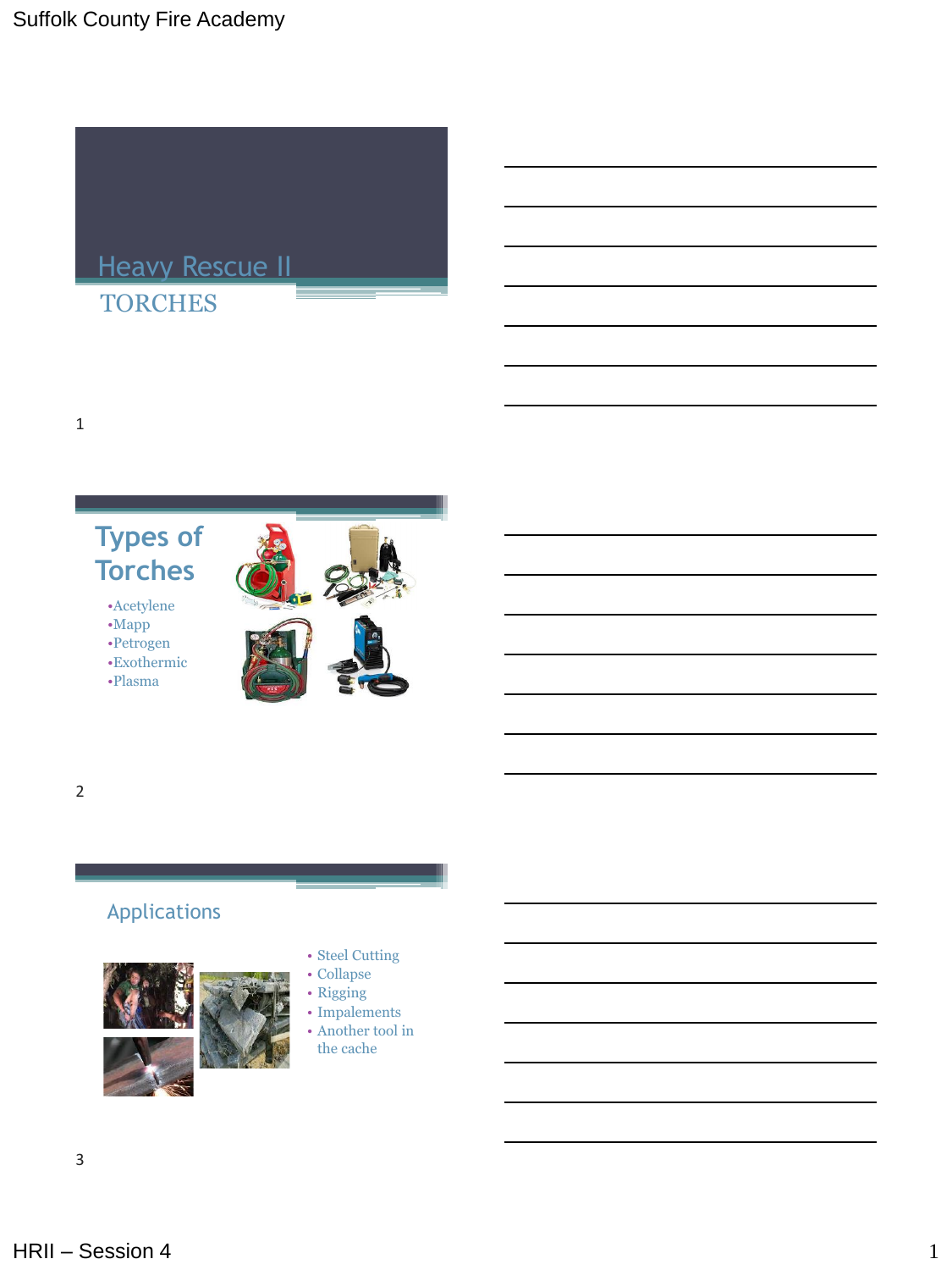# Heavy Rescue II

## TORCHES

## Types of Torches

- Acetylene
- Mapp
- Petrogen
- Exothermic
- Plasma

## Applications

- Steel Cutting
- Collapse
- Rigging
- Impalements
- Another tool in the cache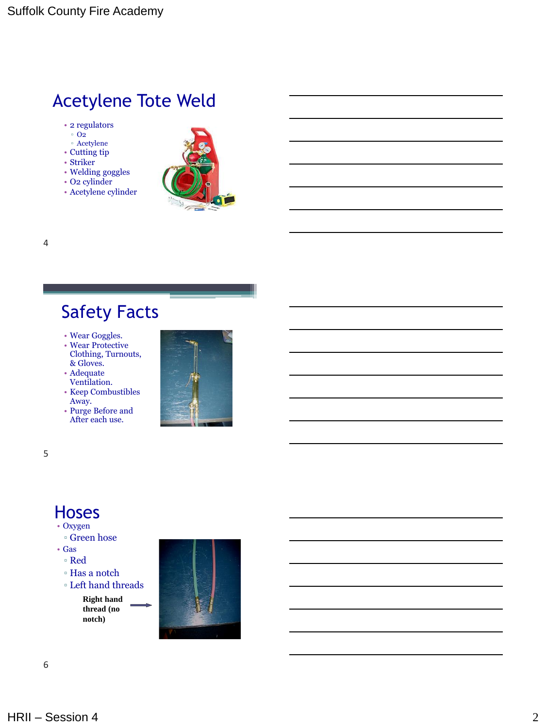## Acetylene Tote Weld

- 2 regulators
  - O2
  - Acetylene
- Cutting tip
- Striker
- Welding goggles
- O2 cylinder
- Acetylene cylinder

## Safety Facts

- Wear Goggles.
- Wear Protective Clothing, Turnouts, & Gloves.
- Adequate Ventilation.
- Keep Combustibles Away.
- Purge Before and After each use.

## Hoses

- Oxygen
  - Green hose
- Gas
  - Red
  - Has a notch
  - Left hand threads

**Right hand thread (no notch)**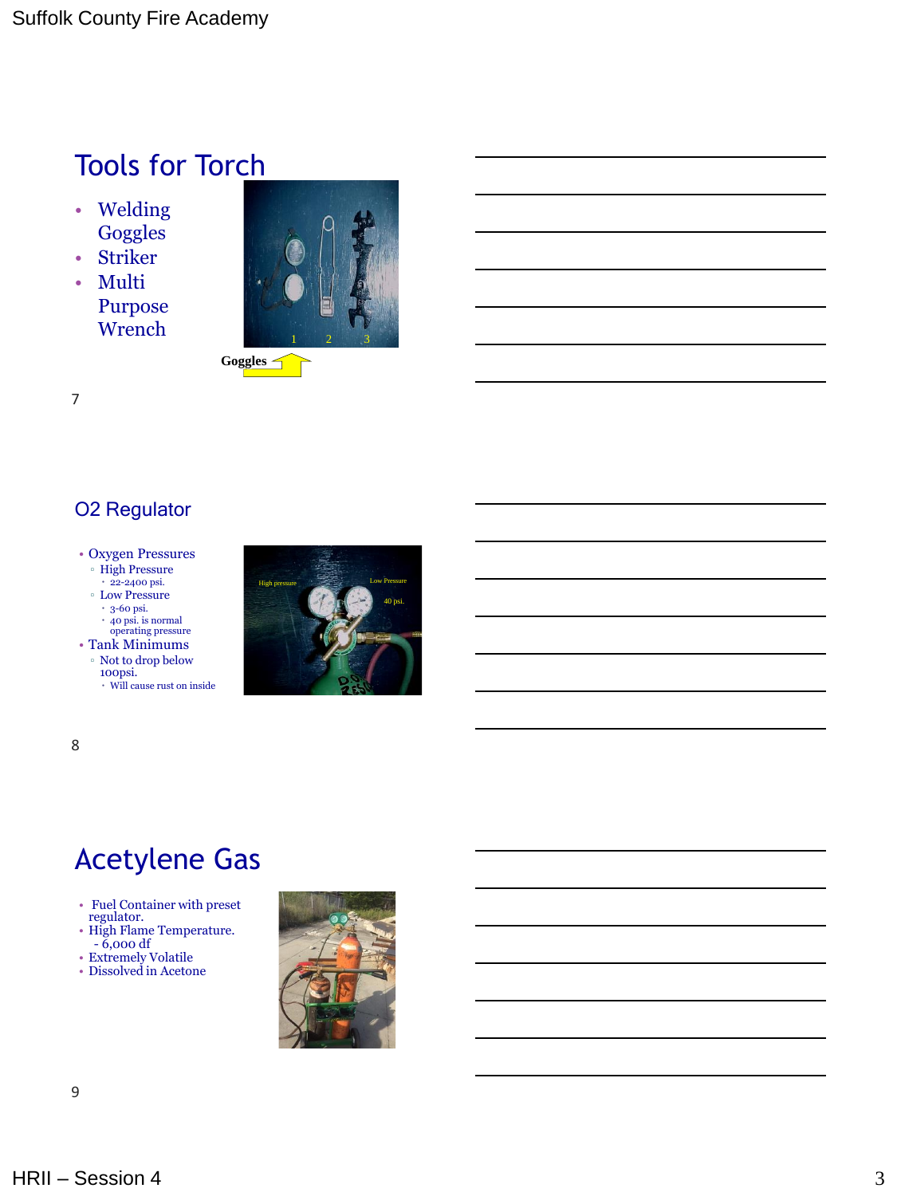## Tools for Torch

- Welding Goggles
- Striker
- Multi Purpose Wrench

Goggles

## O2 Regulator

- Oxygen Pressures
  - High Pressure
    - 22-2400 psi.
  - Low Pressure
    - 3-60 psi.
    - 40 psi. is normal operating pressure
- Tank Minimums
  - Not to drop below 100psi.
    - Will cause rust on inside

## Acetylene Gas

- Fuel Container with preset regulator.
- High Flame Temperature.
  - 6,000 df
- Extremely Volatile
- Dissolved in Acetone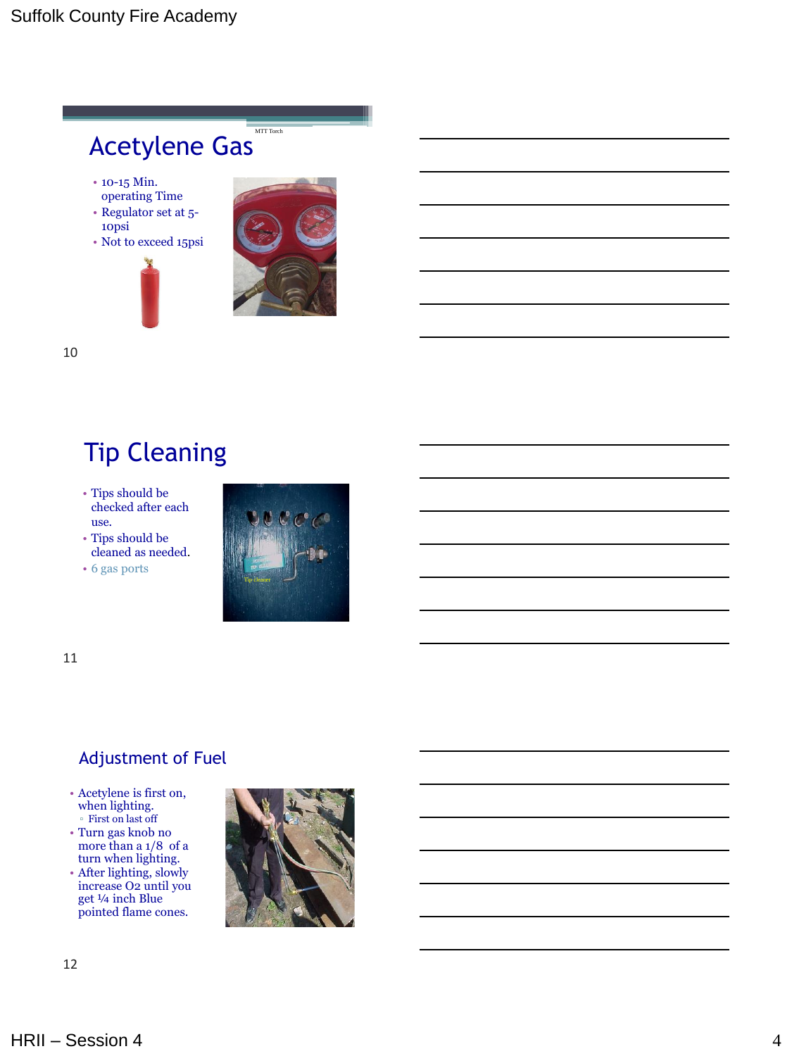## Acetylene Gas

MTT Torch

- 10-15 Min. operating Time
- Regulator set at 5-10psi
- Not to exceed 15psi

## Tip Cleaning

- Tips should be checked after each use.
- Tips should be cleaned as needed.
- 6 gas ports

Tip cleaner

## Adjustment of Fuel

- Acetylene is first on, when lighting.
  - First on last off
- Turn gas knob no more than a 1/8 of a turn when lighting.
- After lighting, slowly increase $O_2$ until you get ¼ inch Blue pointed flame cones.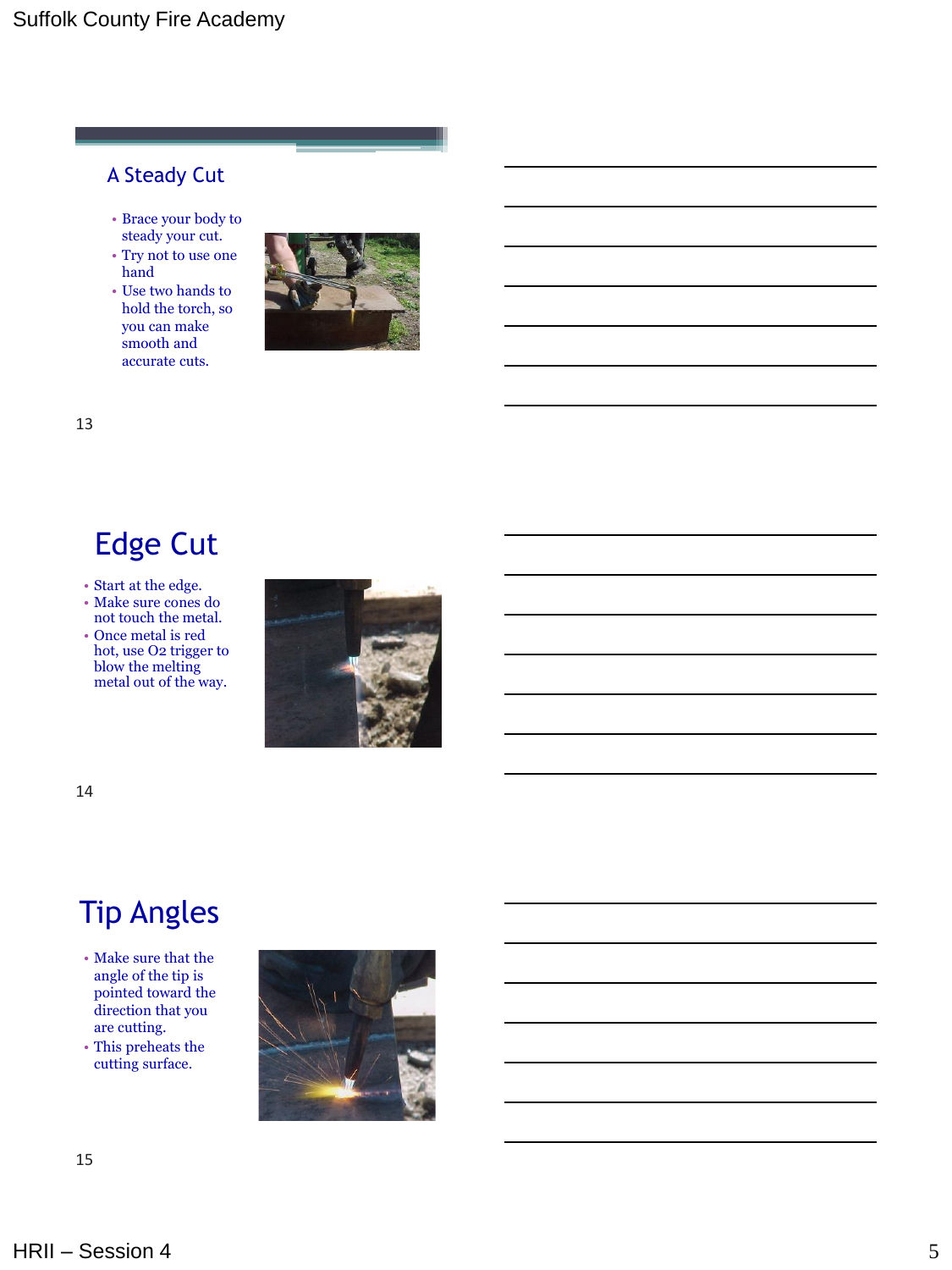## A Steady Cut

- Brace your body to steady your cut.
- Try not to use one hand
- Use two hands to hold the torch, so you can make smooth and accurate cuts.

## Edge Cut

- Start at the edge.
- Make sure cones do not touch the metal.
- Once metal is red hot, use O2 trigger to blow the melting metal out of the way.

## Tip Angles

- Make sure that the angle of the tip is pointed toward the direction that you are cutting.
- This preheats the cutting surface.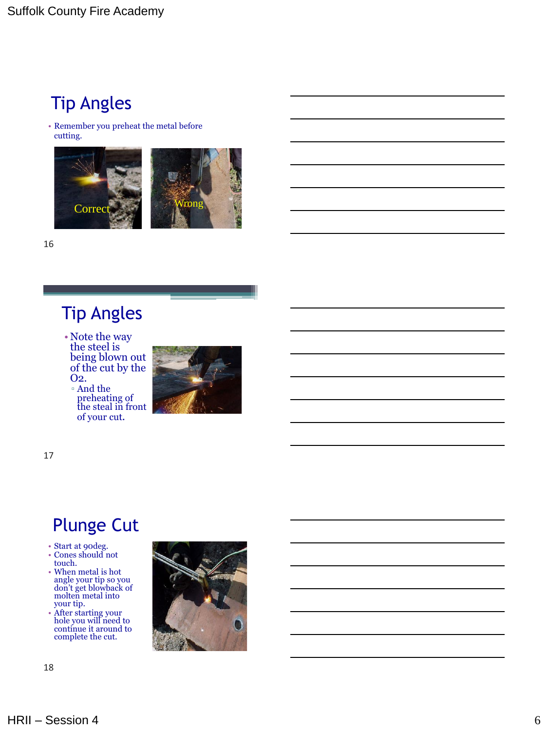## Tip Angles

- Remember you preheat the metal before cutting.

Correct

Wrong

## Tip Angles

- Note the way the steel is being blown out of the cut by the O2.
  - And the preheating of the steal in front of your cut.

## Plunge Cut

- Start at 90deg.
- Cones should not touch.
- When metal is hot angle your tip so you don't get blowback of molten metal into your tip.
- After starting your hole you will need to continue it around to complete the cut.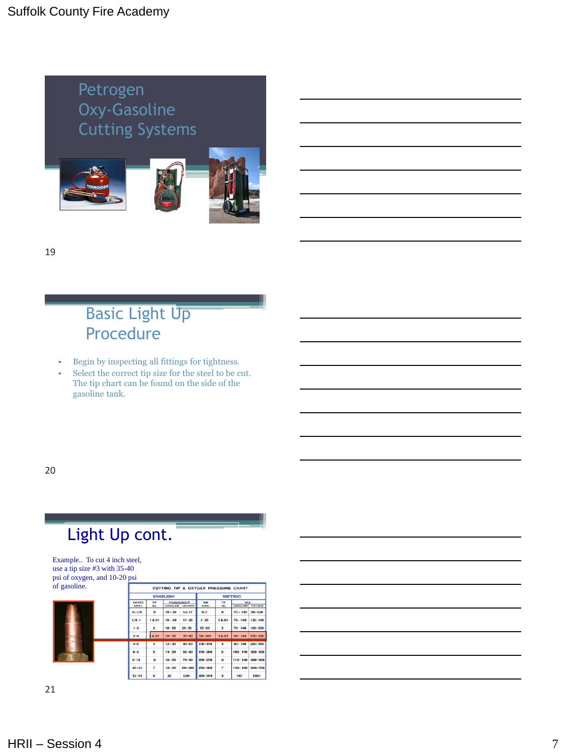## Petrogen Oxy-Gasoline Cutting Systems

## Basic Light Up Procedure

- Begin by inspecting all fittings for tightness.
- Select the correct tip size for the steel to be cut. The tip chart can be found on the side of the gasoline tank.

## Light Up cont.

Example.. To cut 4 inch steel, use a tip size #3 with 35-40 psi of oxygen, and 10-20 psi of gasoline.

CUTTING TIP & OXYGEN PRESSURE CHART

| ENGLISH | | | | METRIC | | | |
|---|---|---|---|---|---|---|---|
| INCHES STEEL | TIP NO. | POUNDS/INCH² GASOLINE | POUNDS/INCH² OXYGEN | MM. STEEL | TIP NO. | KPA GASOLINE | KPA OXYGEN |
| 0–1/4 | 0 | 10–20 | 12–17 | 0–7 | 0 | 70–140 | 80–120 |
| 1/4–1 | 1 & 81 | 10–20 | 17–25 | 7–25 | 1 & 81 | 70–140 | 120–180 |
| 1–2 | 2 | 10–20 | 25–35 | 25–50 | 2 | 70–140 | 180–250 |
| 2–4 | 3 & 83 | 10–20 | 35–40 | 50–100 | 3 & 83 | 80–140 | 250–280 |
| 4–6 | 4 | 12–20 | 40–50 | 100–150 | 4 | 80–140 | 280–350 |
| 6–8 | 5 | 14–20 | 50–60 | 150–200 | 5 | 100–140 | 350–420 |
| 8–10 | 6 | 16–20 | 70–80 | 200–250 | 6 | 110–140 | 490–560 |
| 10–12 | 7 | 18–20 | 80–100 | 250–300 | 7 | 130–140 | 560–700 |
| 12–14 | 8 | 20 | 120+ | 300–350 | 8 | 140 | 800+ |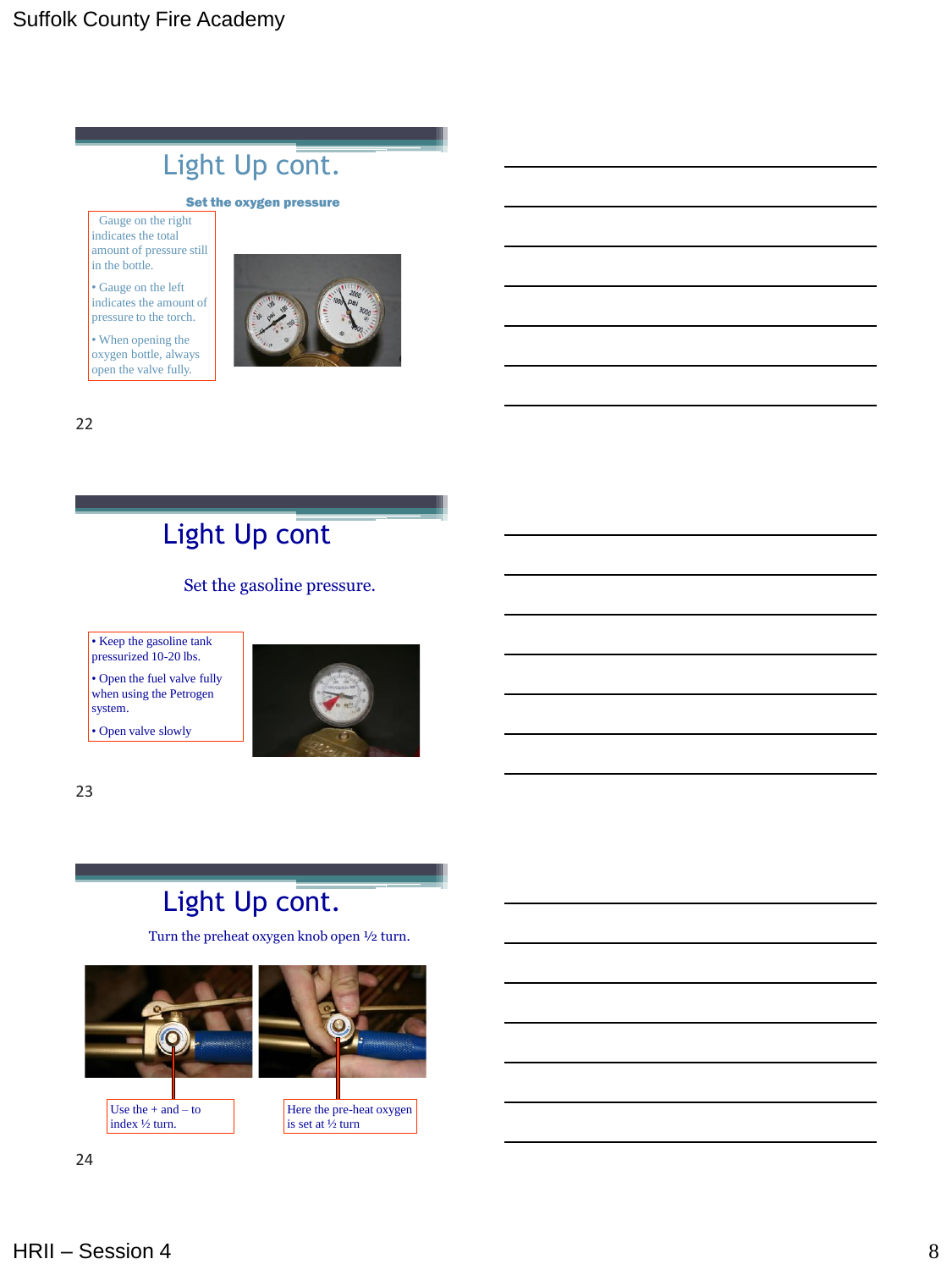## Light Up cont.

**Set the oxygen pressure**

- Gauge on the right indicates the total amount of pressure still in the bottle.
- Gauge on the left indicates the amount of pressure to the torch.
- When opening the oxygen bottle, always open the valve fully.

## Light Up cont

Set the gasoline pressure.

- Keep the gasoline tank pressurized 10-20 lbs.
- Open the fuel valve fully when using the Petrogen system.
- Open valve slowly

## Light Up cont.

Turn the preheat oxygen knob open ½ turn.

Use the + and – to index ½ turn.

Here the pre-heat oxygen is set at ½ turn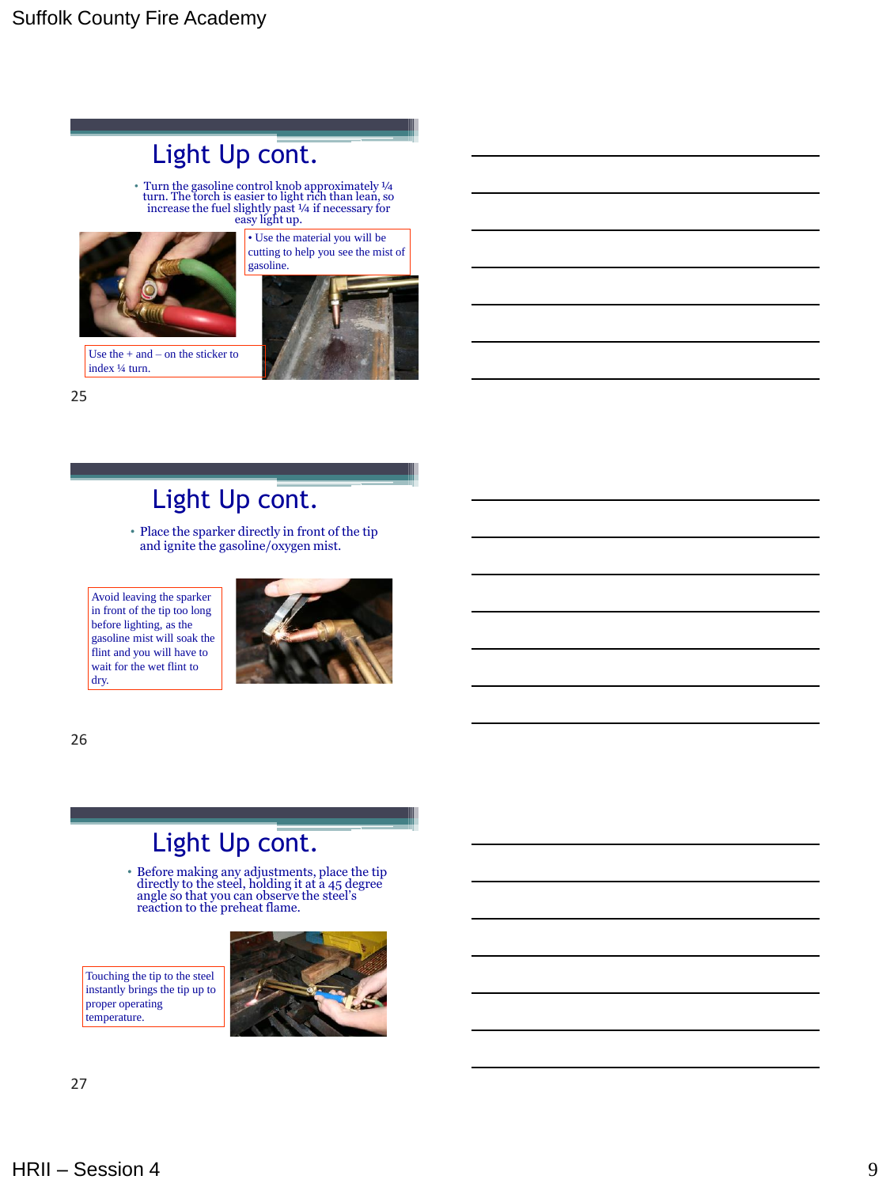## Light Up cont.

- Turn the gasoline control knob approximately ¼ turn. The torch is easier to light rich than lean, so increase the fuel slightly past ¼ if necessary for easy light up.

• Use the material you will be cutting to help you see the mist of gasoline.

Use the + and – on the sticker to index ¼ turn.

25

## Light Up cont.

- Place the sparker directly in front of the tip and ignite the gasoline/oxygen mist.

Avoid leaving the sparker in front of the tip too long before lighting, as the gasoline mist will soak the flint and you will have to wait for the wet flint to dry.

26

## Light Up cont.

- Before making any adjustments, place the tip directly to the steel, holding it at a 45 degree angle so that you can observe the steel's reaction to the preheat flame.

Touching the tip to the steel instantly brings the tip up to proper operating temperature.

27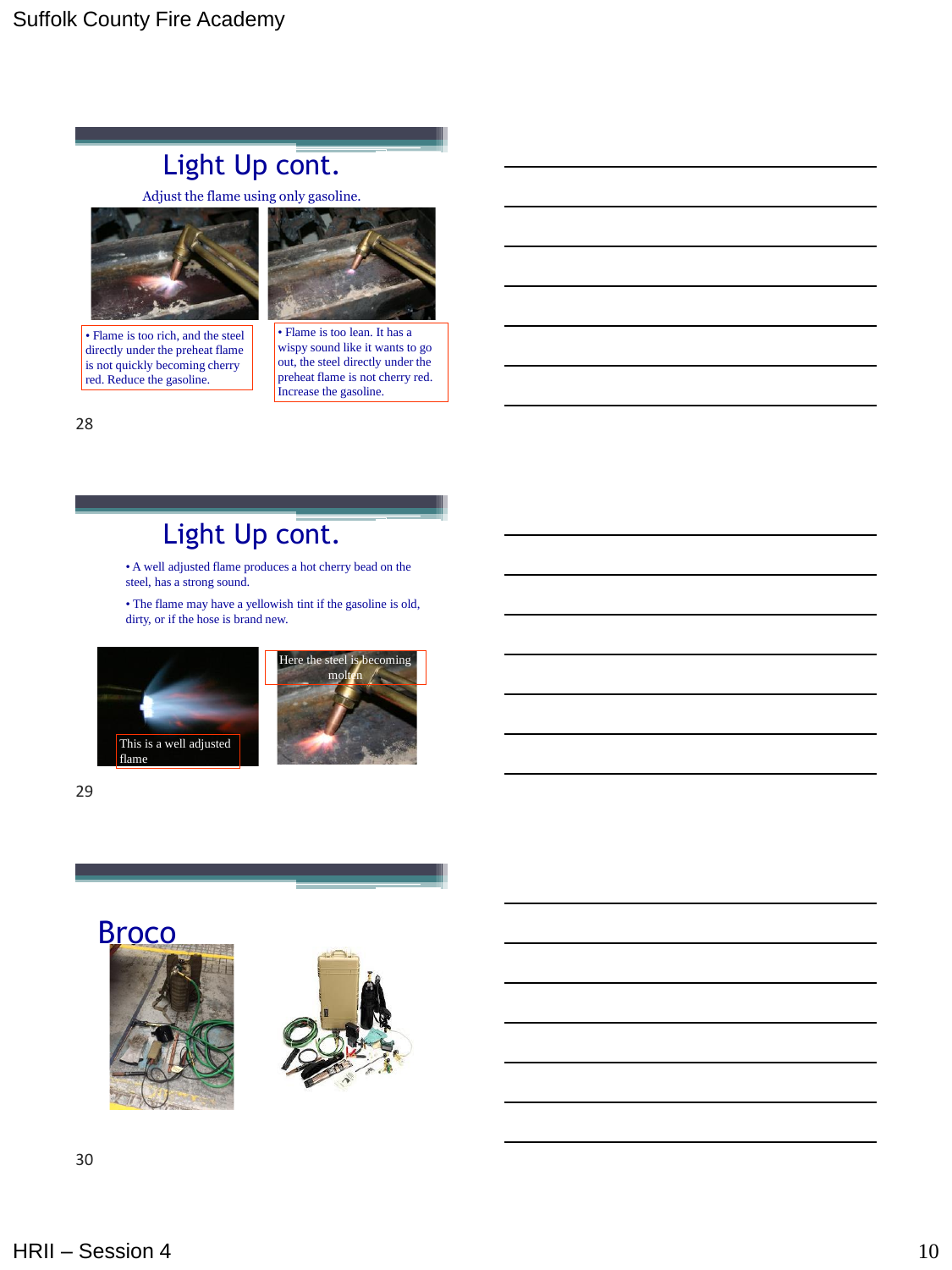## Light Up cont.

Adjust the flame using only gasoline.

• Flame is too rich, and the steel directly under the preheat flame is not quickly becoming cherry red. Reduce the gasoline.

• Flame is too lean. It has a wispy sound like it wants to go out, the steel directly under the preheat flame is not cherry red. Increase the gasoline.

28

## Light Up cont.

• A well adjusted flame produces a hot cherry bead on the steel, has a strong sound.

• The flame may have a yellowish tint if the gasoline is old, dirty, or if the hose is brand new.

This is a well adjusted flame

Here the steel is becoming molten

29

## Broco

30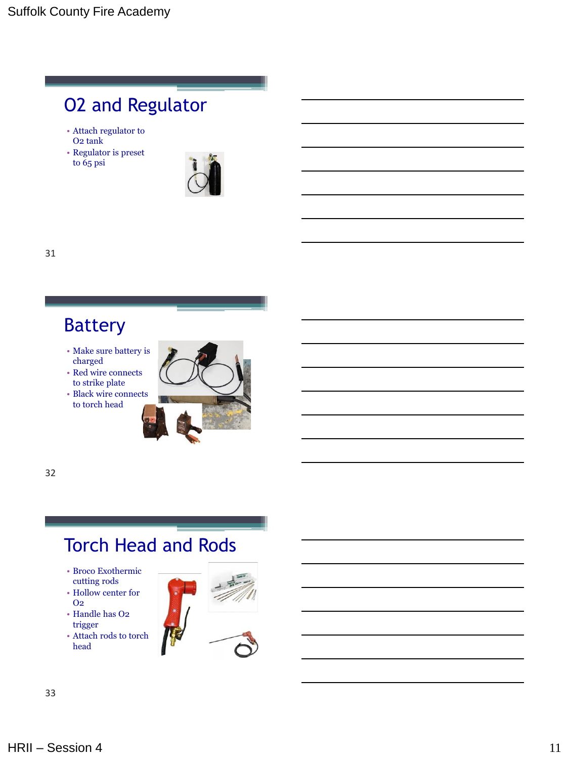## O2 and Regulator

- Attach regulator to O2 tank
- Regulator is preset to 65 psi

## Battery

- Make sure battery is charged
- Red wire connects to strike plate
- Black wire connects to torch head

## Torch Head and Rods

- Broco Exothermic cutting rods
- Hollow center for O2
- Handle has O2 trigger
- Attach rods to torch head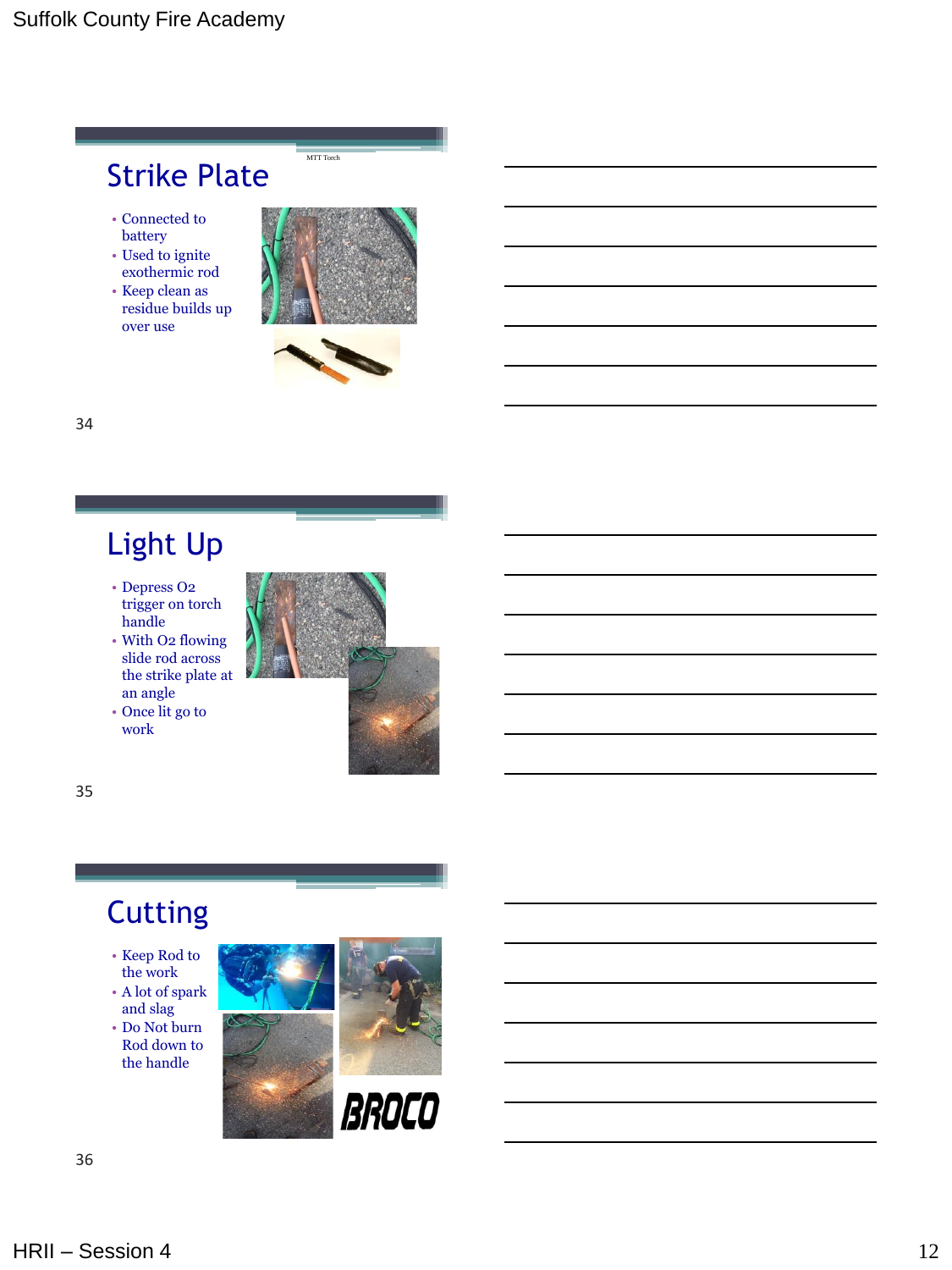## Strike Plate

MTT Torch

- Connected to battery
- Used to ignite exothermic rod
- Keep clean as residue builds up over use

34

## Light Up

- Depress O2 trigger on torch handle
- With O2 flowing slide rod across the strike plate at an angle
- Once lit go to work

35

## Cutting

- Keep Rod to the work
- A lot of spark and slag
- Do Not burn Rod down to the handle

BROCO

36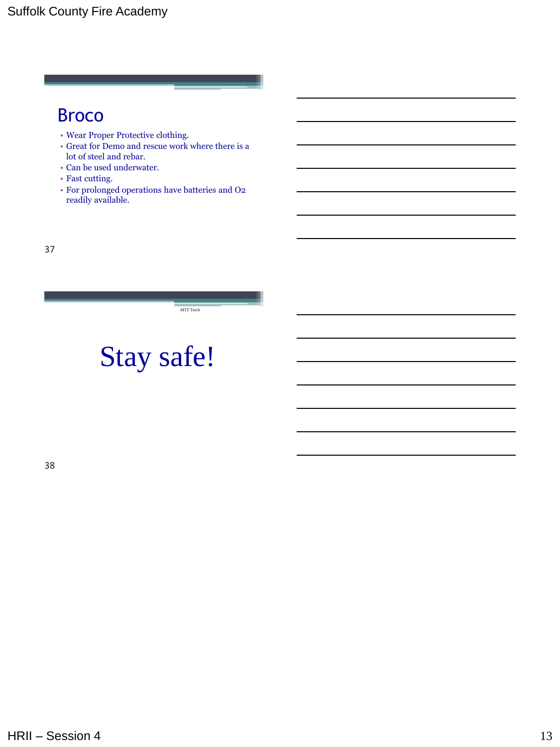## Broco

- Wear Proper Protective clothing.
- Great for Demo and rescue work where there is a lot of steel and rebar.
- Can be used underwater.
- Fast cutting.
- For prolonged operations have batteries and O2 readily available.

37

MTT Torch

# Stay safe!

38